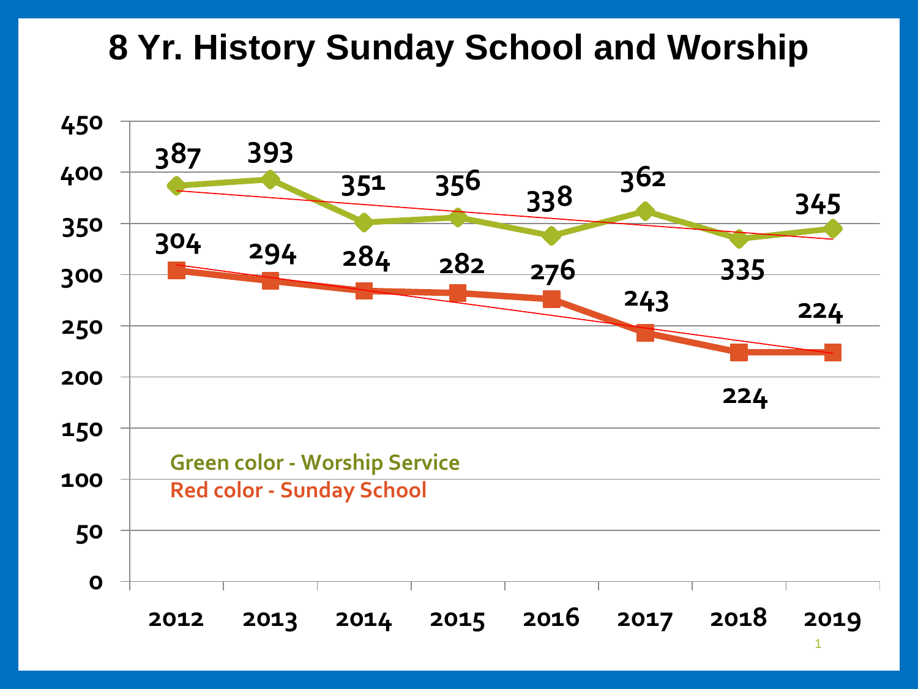# 8 Yr. History Sunday School and Worship

Green color - Worship Service
Red color - Sunday School

| Year | Worship Service | Sunday School |
|---|---|---|
| 2012 | 387 | 304 |
| 2013 | 393 | 294 |
| 2014 | 351 | 284 |
| 2015 | 356 | 282 |
| 2016 | 338 | 276 |
| 2017 | 362 | 243 |
| 2018 | 335 | 224 |
| 2019 | 345 | 224 |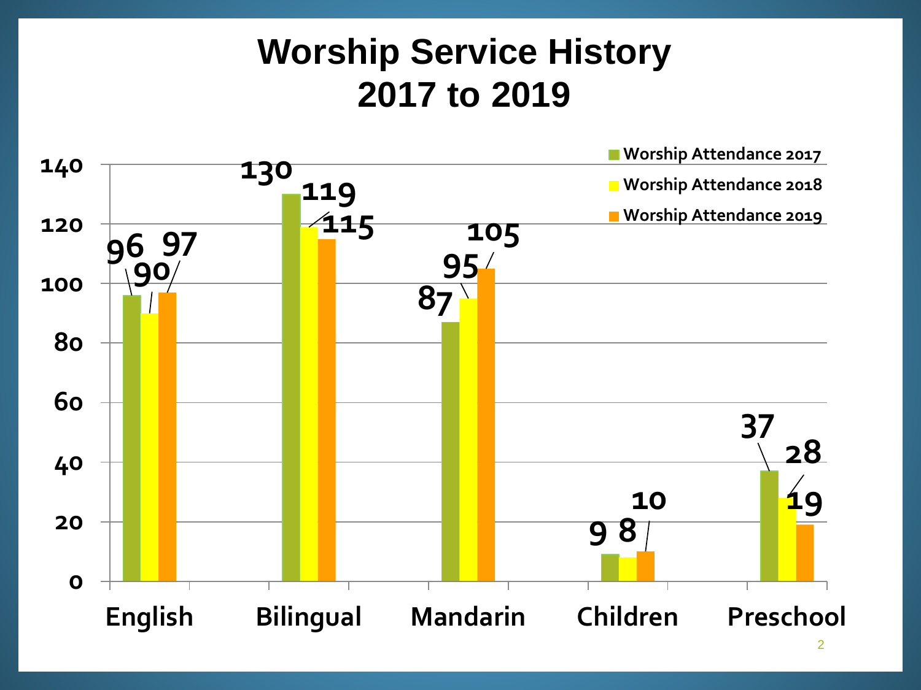# Worship Service History
# 2017 to 2019

| | Worship Attendance 2017 | Worship Attendance 2018 | Worship Attendance 2019 |
|---|---|---|---|
| English | 96 | 90 | 97 |
| Bilingual | 130 | 119 | 115 |
| Mandarin | 87 | 95 | 105 |
| Children | 9 | 8 | 10 |
| Preschool | 37 | 28 | 19 |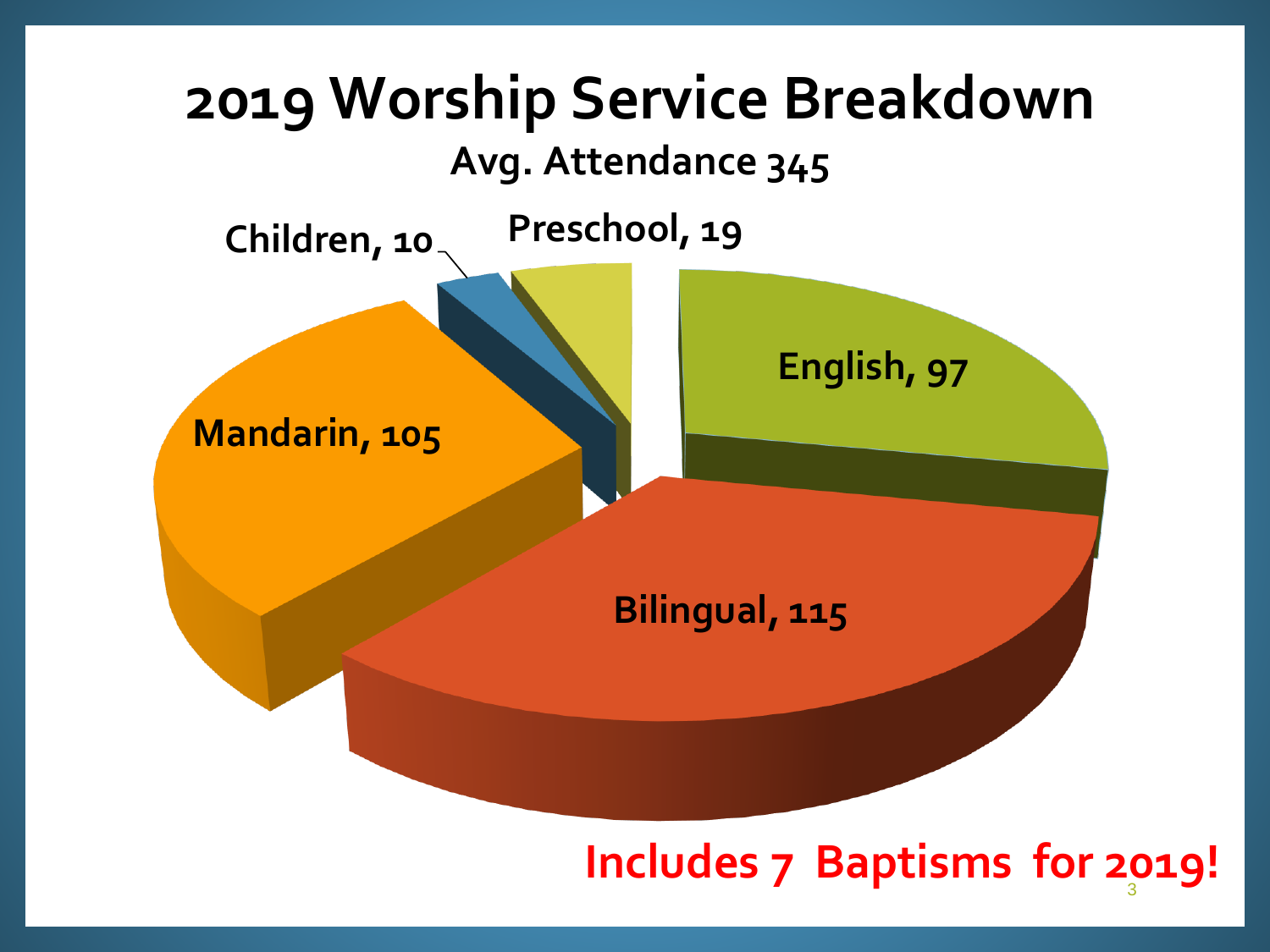# 2019 Worship Service Breakdown

**Avg. Attendance 345**

- Children, 10
- Preschool, 19
- English, 97
- Mandarin, 105
- Bilingual, 115

**Includes 7 Baptisms for 2019!**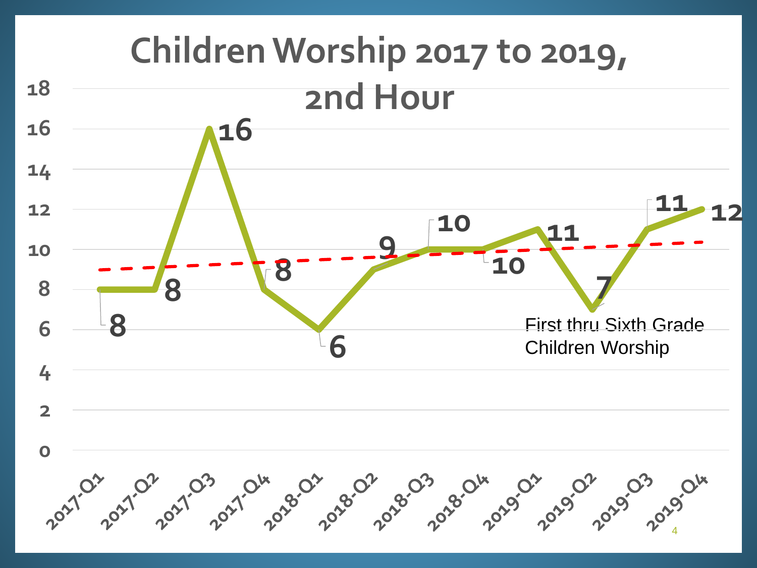# Children Worship 2017 to 2019, 2nd Hour

| Quarter | Attendance |
| --- | --- |
| 2017-Q1 | 8 |
| 2017-Q2 | 8 |
| 2017-Q3 | 16 |
| 2017-Q4 | 8 |
| 2018-Q1 | 6 |
| 2018-Q2 | 9 |
| 2018-Q3 | 10 |
| 2018-Q4 | 10 |
| 2019-Q1 | 11 |
| 2019-Q2 | 7 |
| 2019-Q3 | 11 |
| 2019-Q4 | 12 |

First thru Sixth Grade Children Worship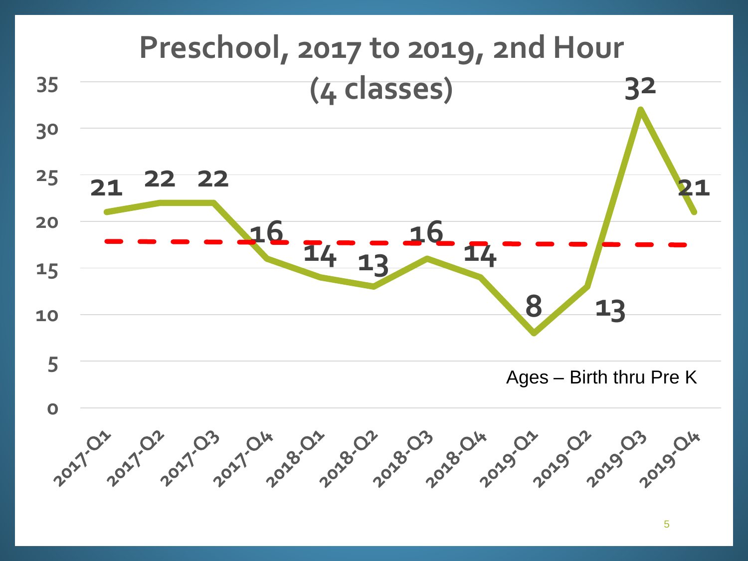# Preschool, 2017 to 2019, 2nd Hour (4 classes)

| Quarter | Value |
|---|---|
| 2017-Q1 | 21 |
| 2017-Q2 | 22 |
| 2017-Q3 | 22 |
| 2017-Q4 | 16 |
| 2018-Q1 | 14 |
| 2018-Q2 | 13 |
| 2018-Q3 | 16 |
| 2018-Q4 | 14 |
| 2019-Q1 | 8 |
| 2019-Q2 | 13 |
| 2019-Q3 | 32 |
| 2019-Q4 | 21 |

Ages – Birth thru Pre K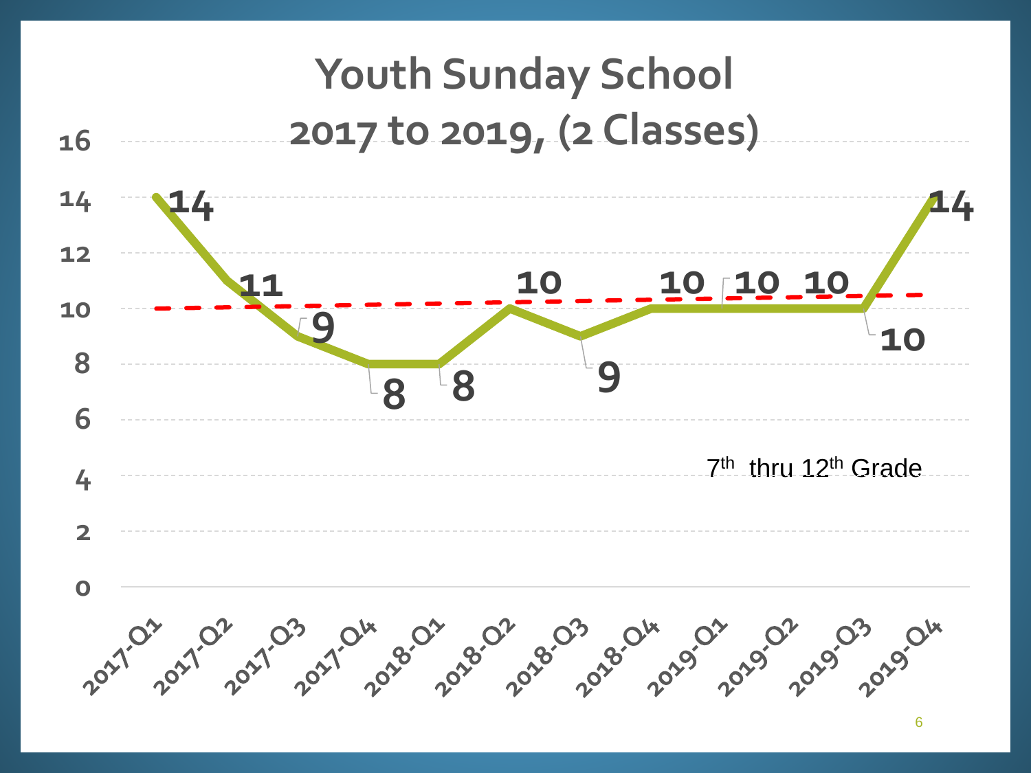# Youth Sunday School 2017 to 2019, (2 Classes)

| Quarter | Attendance |
|---|---|
| 2017-Q1 | 14 |
| 2017-Q2 | 11 |
| 2017-Q3 | 9 |
| 2017-Q4 | 8 |
| 2018-Q1 | 8 |
| 2018-Q2 | 10 |
| 2018-Q3 | 9 |
| 2018-Q4 | 10 |
| 2019-Q1 | 10 |
| 2019-Q2 | 10 |
| 2019-Q3 | 10 |
| 2019-Q4 | 14 |

7th thru 12th Grade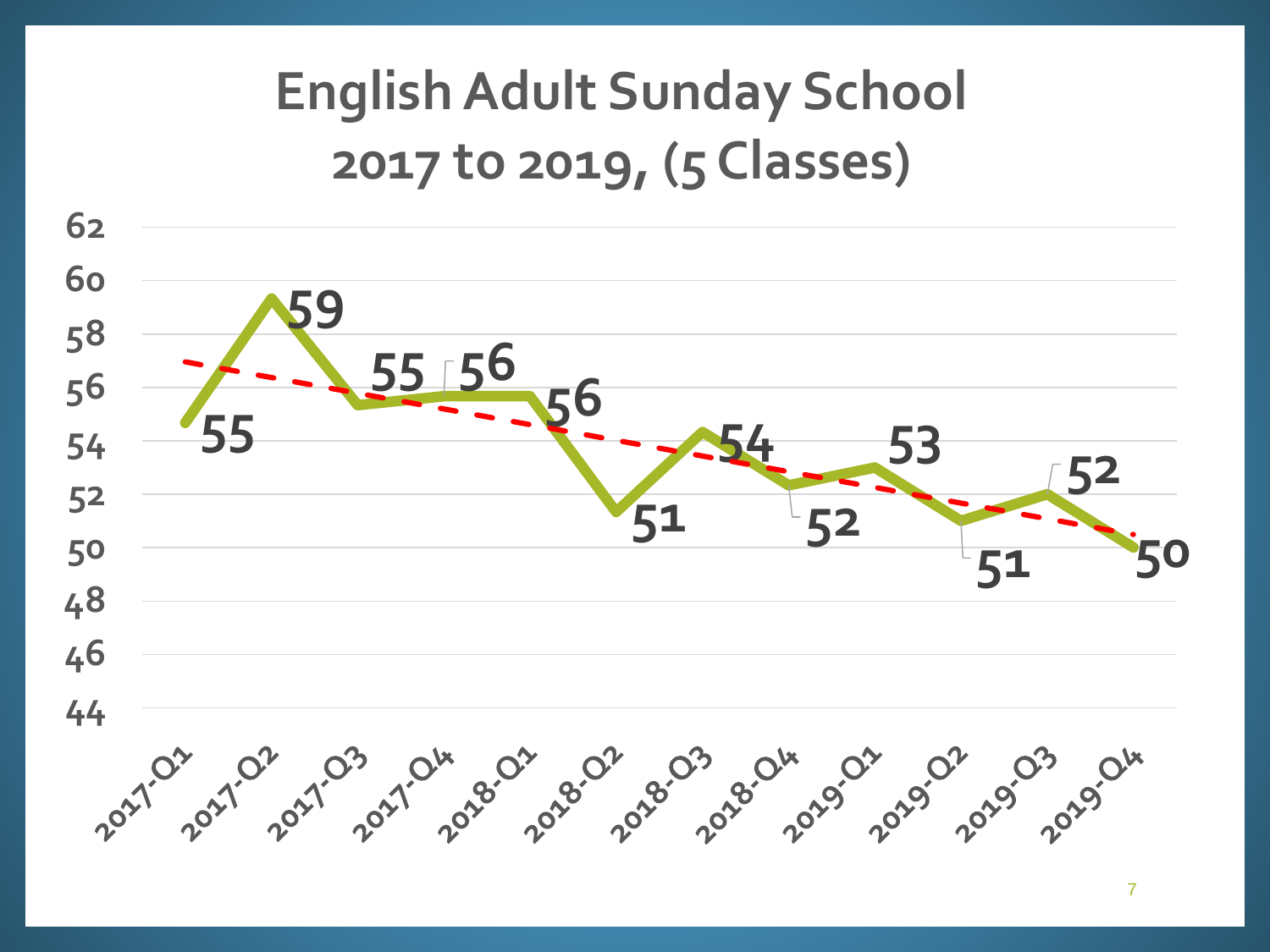# English Adult Sunday School 2017 to 2019, (5 Classes)

| Quarter | Attendance |
|---|---|
| 2017-Q1 | 55 |
| 2017-Q2 | 59 |
| 2017-Q3 | 55 |
| 2017-Q4 | 56 |
| 2018-Q1 | 56 |
| 2018-Q2 | 51 |
| 2018-Q3 | 54 |
| 2018-Q4 | 52 |
| 2019-Q1 | 53 |
| 2019-Q2 | 51 |
| 2019-Q3 | 52 |
| 2019-Q4 | 50 |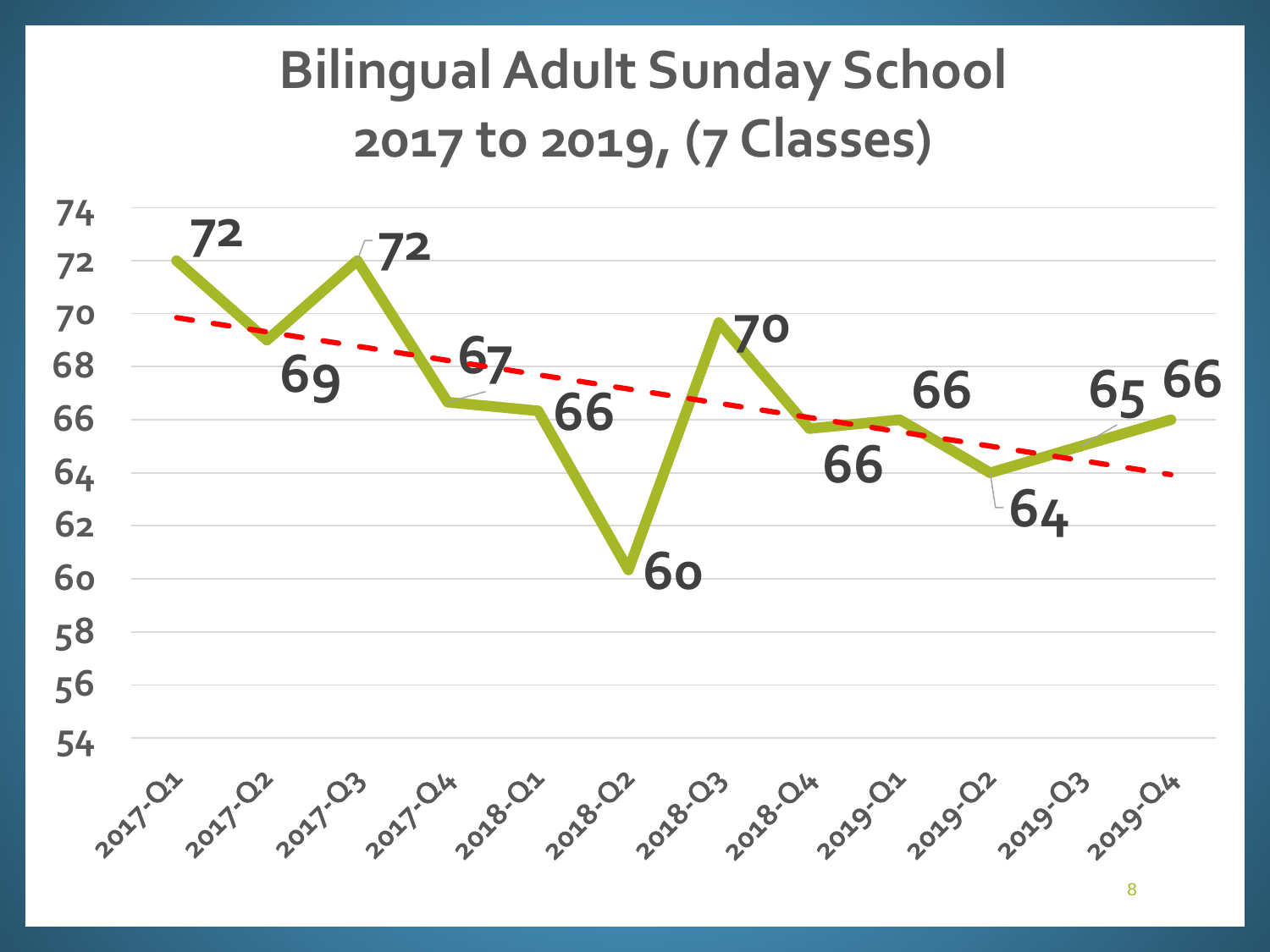# Bilingual Adult Sunday School 2017 to 2019, (7 Classes)

| Quarter | Attendance |
| --- | --- |
| 2017-Q1 | 72 |
| 2017-Q2 | 69 |
| 2017-Q3 | 72 |
| 2017-Q4 | 67 |
| 2018-Q1 | 66 |
| 2018-Q2 | 60 |
| 2018-Q3 | 70 |
| 2018-Q4 | 66 |
| 2019-Q1 | 66 |
| 2019-Q2 | 64 |
| 2019-Q3 | 65 |
| 2019-Q4 | 66 |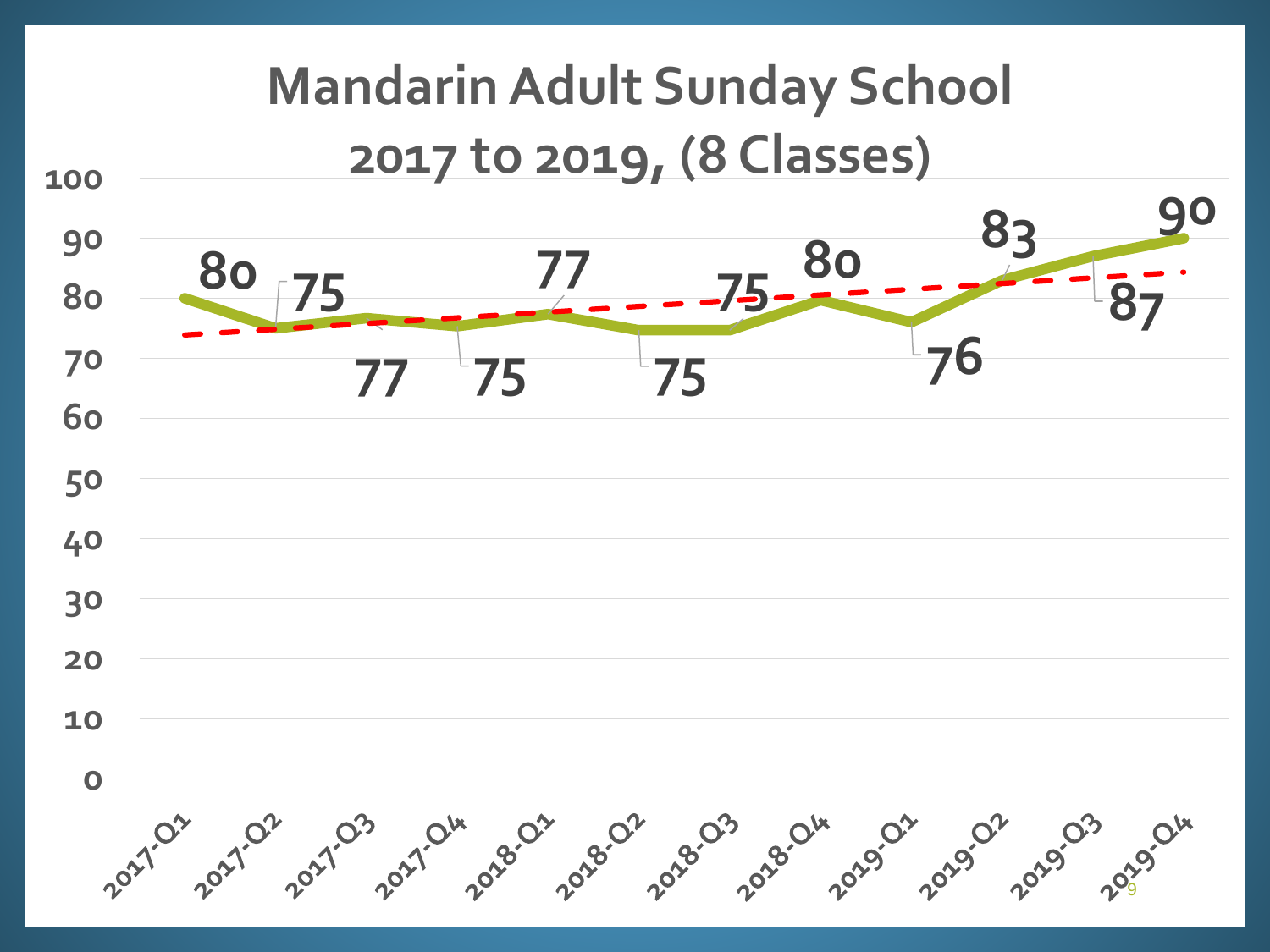# Mandarin Adult Sunday School 2017 to 2019, (8 Classes)

| Quarter | Attendance |
|---|---|
| 2017-Q1 | 80 |
| 2017-Q2 | 75 |
| 2017-Q3 | 77 |
| 2017-Q4 | 75 |
| 2018-Q1 | 77 |
| 2018-Q2 | 75 |
| 2018-Q3 | 75 |
| 2018-Q4 | 80 |
| 2019-Q1 | 76 |
| 2019-Q2 | 83 |
| 2019-Q3 | 87 |
| 2019-Q4 | 90 |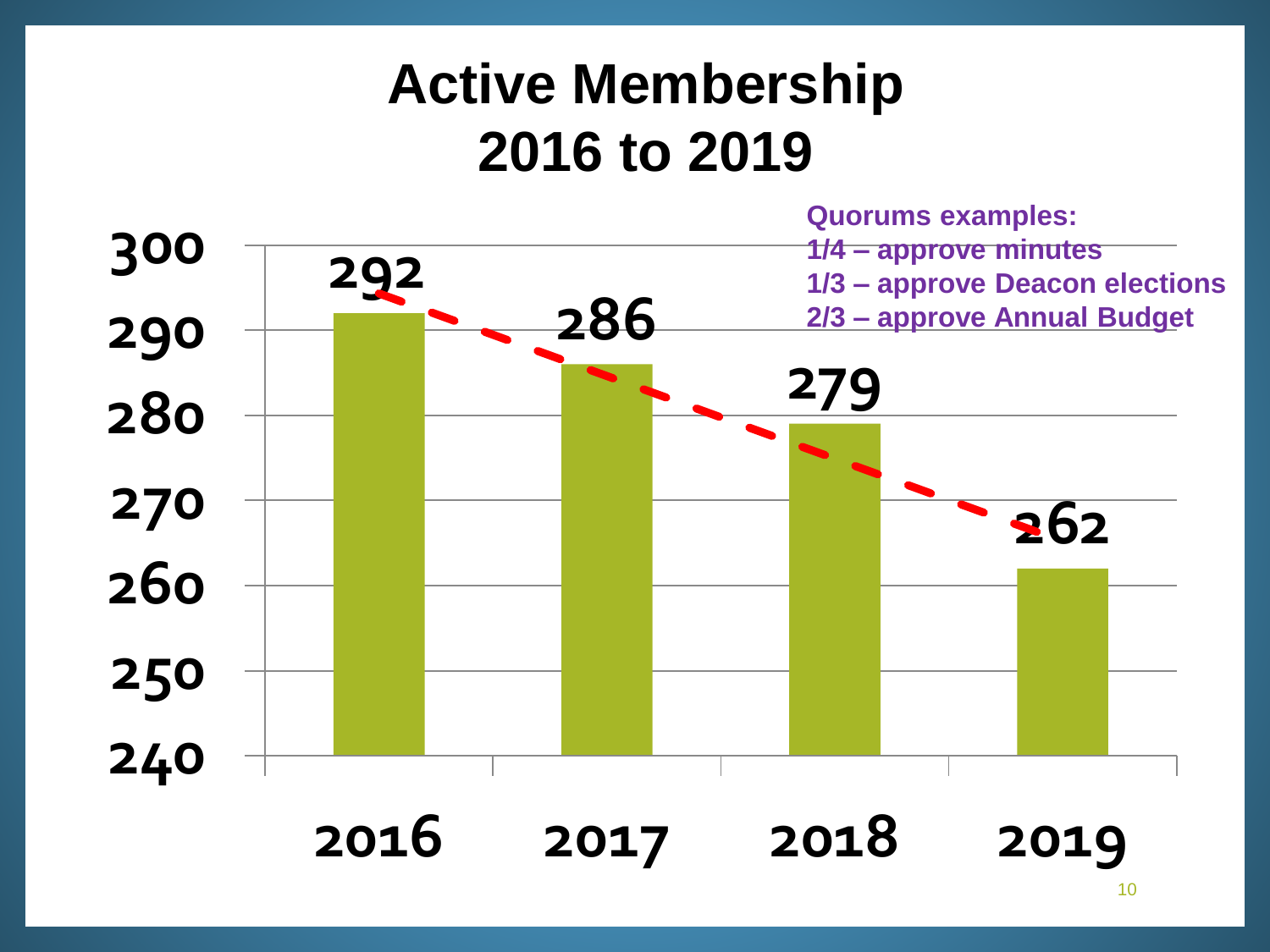# Active Membership 2016 to 2019

**Quorums examples:**
**1/4 – approve minutes**
**1/3 – approve Deacon elections**
**2/3 – approve Annual Budget**

300
290
280
270
260
250
240

292
286
279
262

2016
2017
2018
2019